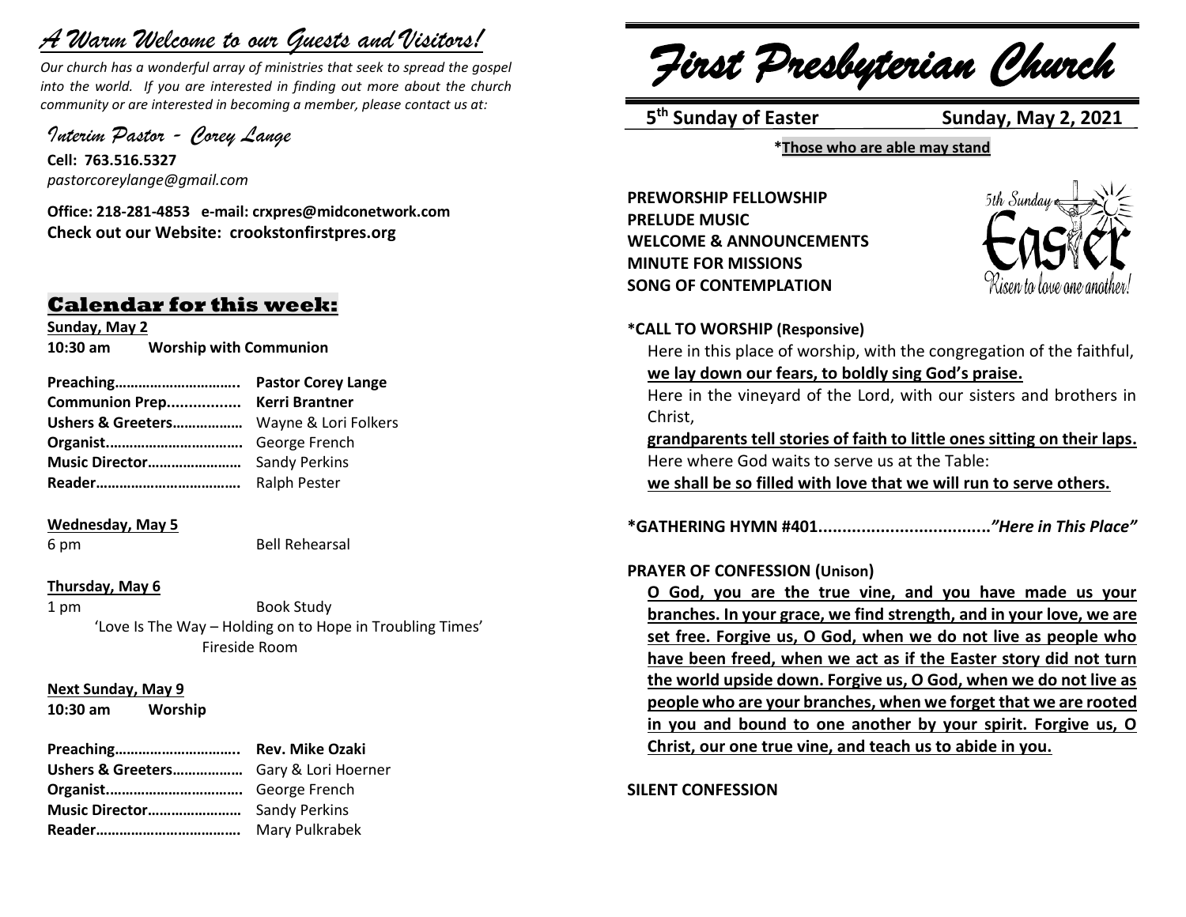# *A Warm Welcome to our Guests and Visitors!*

*Our church has a wonderful array of ministries that seek to spread the gospel into the world. If you are interested in finding out more about the church community or are interested in becoming a member, please contact us at:*

*Interim Pastor - Corey Lange*

**Cell: 763.516.5327**
*pastorcoreylange@gmail.com*

**Office: 218-281-4853 e-mail: crxpres@midconetwork.com**
**Check out our Website: crookstonfirstpres.org**

## Calendar for this week:

**Sunday, May 2**
**10:30 am Worship with Communion**

**Preaching…………………………..** **Pastor Corey Lange**
**Communion Prep.................** **Kerri Brantner**
**Ushers & Greeters………………** Wayne & Lori Folkers
**Organist……………………………..** George French
**Music Director……………………** Sandy Perkins
**Reader………………………………** Ralph Pester

**Wednesday, May 5**
6 pm Bell Rehearsal

**Thursday, May 6**
1 pm Book Study
'Love Is The Way – Holding on to Hope in Troubling Times'
Fireside Room

**Next Sunday, May 9**
**10:30 am Worship**

**Preaching…………………………..** **Rev. Mike Ozaki**
**Ushers & Greeters………………** Gary & Lori Hoerner
**Organist……………………………..** George French
**Music Director……………………** Sandy Perkins
**Reader………………………………** Mary Pulkrabek

# *First Presbyterian Church*

**5th Sunday of Easter** **Sunday, May 2, 2021**

**\*Those who are able may stand**

**PREWORSHIP FELLOWSHIP**
**PRELUDE MUSIC**
**WELCOME & ANNOUNCEMENTS**
**MINUTE FOR MISSIONS**
**SONG OF CONTEMPLATION**

5th Sunday Easter — Risen to love one another!

**\*CALL TO WORSHIP (Responsive)**

Here in this place of worship, with the congregation of the faithful,
**we lay down our fears, to boldly sing God's praise.**
Here in the vineyard of the Lord, with our sisters and brothers in Christ,
**grandparents tell stories of faith to little ones sitting on their laps.**
Here where God waits to serve us at the Table:
**we shall be so filled with love that we will run to serve others.**

**\*GATHERING HYMN #401....................................** ***"Here in This Place"***

**PRAYER OF CONFESSION (Unison)**

**O God, you are the true vine, and you have made us your branches. In your grace, we find strength, and in your love, we are set free. Forgive us, O God, when we do not live as people who have been freed, when we act as if the Easter story did not turn the world upside down. Forgive us, O God, when we do not live as people who are your branches, when we forget that we are rooted in you and bound to one another by your spirit. Forgive us, O Christ, our one true vine, and teach us to abide in you.**

**SILENT CONFESSION**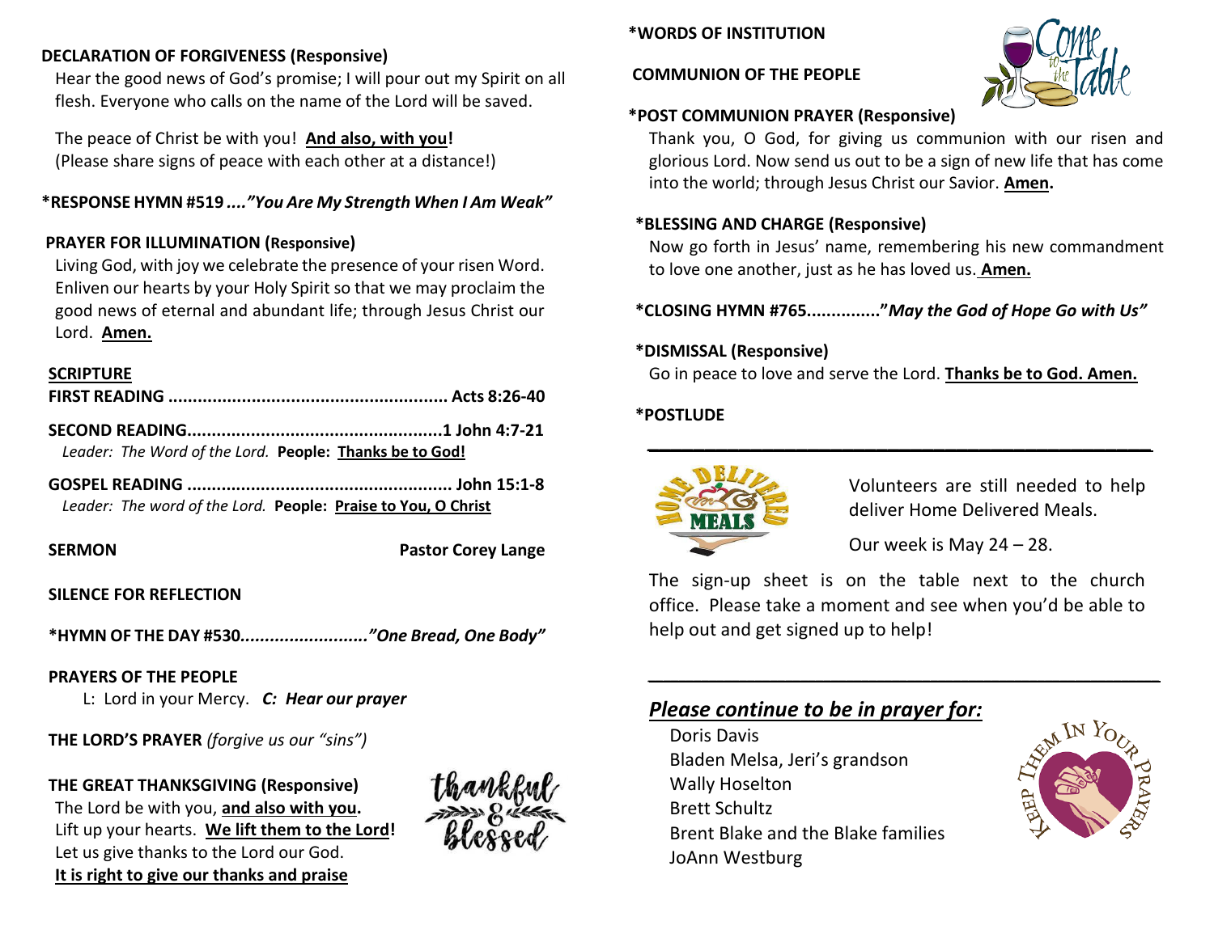**DECLARATION OF FORGIVENESS (Responsive)**

Hear the good news of God's promise; I will pour out my Spirit on all flesh. Everyone who calls on the name of the Lord will be saved.

The peace of Christ be with you! **And also, with you!**
(Please share signs of peace with each other at a distance!)

**\*RESPONSE HYMN #519** ....***"You Are My Strength When I Am Weak"***

**PRAYER FOR ILLUMINATION (Responsive)**

Living God, with joy we celebrate the presence of your risen Word. Enliven our hearts by your Holy Spirit so that we may proclaim the good news of eternal and abundant life; through Jesus Christ our Lord. **Amen.**

**SCRIPTURE**

**FIRST READING ........................................................ Acts 8:26-40**

**SECOND READING.................................................1 John 4:7-21**
*Leader: The Word of the Lord.* **People: Thanks be to God!**

**GOSPEL READING ................................................... John 15:1-8**
*Leader: The word of the Lord.* **People: Praise to You, O Christ**

**SERMON** **Pastor Corey Lange**

**SILENCE FOR REFLECTION**

**\*HYMN OF THE DAY #530.........................*"One Bread, One Body"***

**PRAYERS OF THE PEOPLE**
L: Lord in your Mercy. ***C: Hear our prayer***

**THE LORD'S PRAYER** *(forgive us our "sins")*

**THE GREAT THANKSGIVING (Responsive)**

The Lord be with you, **and also with you.**
Lift up your hearts. **We lift them to the Lord!**
Let us give thanks to the Lord our God.
**It is right to give our thanks and praise**

**\*WORDS OF INSTITUTION**

**COMMUNION OF THE PEOPLE**

**\*POST COMMUNION PRAYER (Responsive)**

Thank you, O God, for giving us communion with our risen and glorious Lord. Now send us out to be a sign of new life that has come into the world; through Jesus Christ our Savior. **Amen.**

**\*BLESSING AND CHARGE (Responsive)**

Now go forth in Jesus' name, remembering his new commandment to love one another, just as he has loved us. **Amen.**

**\*CLOSING HYMN #765..............."*May the God of Hope Go with Us"***

**\*DISMISSAL (Responsive)**

Go in peace to love and serve the Lord. **Thanks be to God. Amen.**

**\*POSTLUDE**

---

Volunteers are still needed to help deliver Home Delivered Meals.

Our week is May 24 – 28.

The sign-up sheet is on the table next to the church office. Please take a moment and see when you'd be able to help out and get signed up to help!

---

## *Please continue to be in prayer for:*

Doris Davis
Bladen Melsa, Jeri's grandson
Wally Hoselton
Brett Schultz
Brent Blake and the Blake families
JoAnn Westburg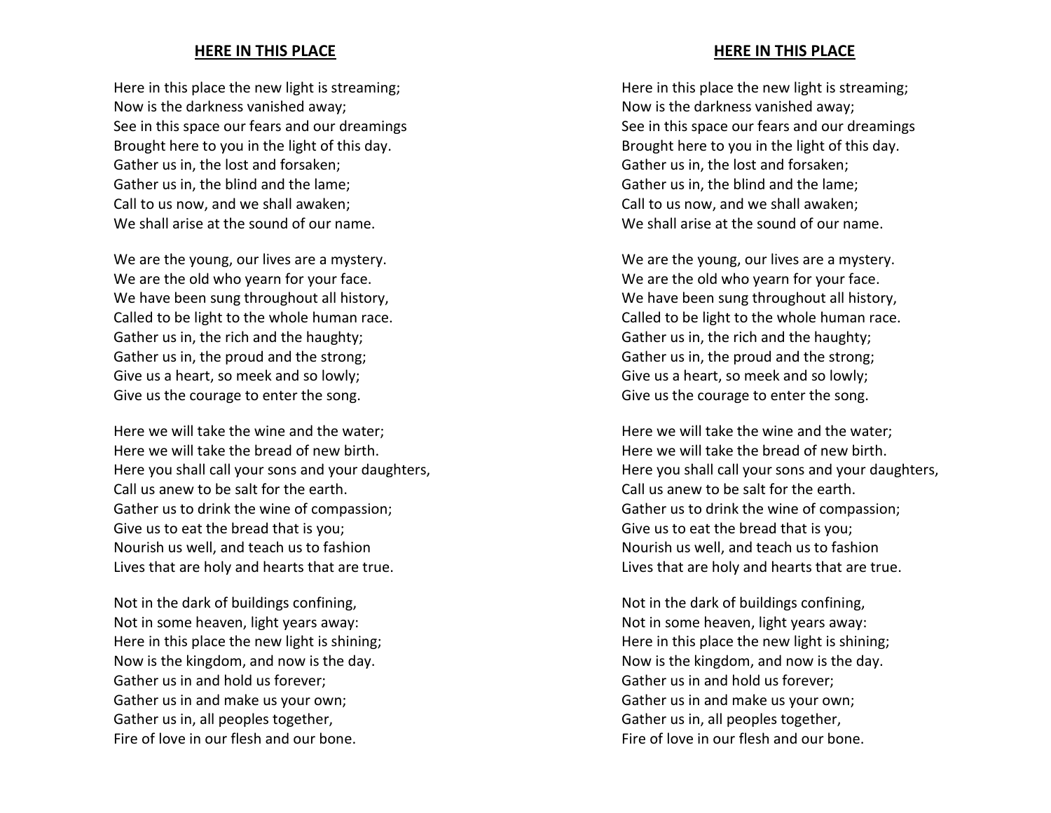## HERE IN THIS PLACE

Here in this place the new light is streaming;
Now is the darkness vanished away;
See in this space our fears and our dreamings
Brought here to you in the light of this day.
Gather us in, the lost and forsaken;
Gather us in, the blind and the lame;
Call to us now, and we shall awaken;
We shall arise at the sound of our name.

We are the young, our lives are a mystery.
We are the old who yearn for your face.
We have been sung throughout all history,
Called to be light to the whole human race.
Gather us in, the rich and the haughty;
Gather us in, the proud and the strong;
Give us a heart, so meek and so lowly;
Give us the courage to enter the song.

Here we will take the wine and the water;
Here we will take the bread of new birth.
Here you shall call your sons and your daughters,
Call us anew to be salt for the earth.
Gather us to drink the wine of compassion;
Give us to eat the bread that is you;
Nourish us well, and teach us to fashion
Lives that are holy and hearts that are true.

Not in the dark of buildings confining,
Not in some heaven, light years away:
Here in this place the new light is shining;
Now is the kingdom, and now is the day.
Gather us in and hold us forever;
Gather us in and make us your own;
Gather us in, all peoples together,
Fire of love in our flesh and our bone.

## HERE IN THIS PLACE

Here in this place the new light is streaming;
Now is the darkness vanished away;
See in this space our fears and our dreamings
Brought here to you in the light of this day.
Gather us in, the lost and forsaken;
Gather us in, the blind and the lame;
Call to us now, and we shall awaken;
We shall arise at the sound of our name.

We are the young, our lives are a mystery.
We are the old who yearn for your face.
We have been sung throughout all history,
Called to be light to the whole human race.
Gather us in, the rich and the haughty;
Gather us in, the proud and the strong;
Give us a heart, so meek and so lowly;
Give us the courage to enter the song.

Here we will take the wine and the water;
Here we will take the bread of new birth.
Here you shall call your sons and your daughters,
Call us anew to be salt for the earth.
Gather us to drink the wine of compassion;
Give us to eat the bread that is you;
Nourish us well, and teach us to fashion
Lives that are holy and hearts that are true.

Not in the dark of buildings confining,
Not in some heaven, light years away:
Here in this place the new light is shining;
Now is the kingdom, and now is the day.
Gather us in and hold us forever;
Gather us in and make us your own;
Gather us in, all peoples together,
Fire of love in our flesh and our bone.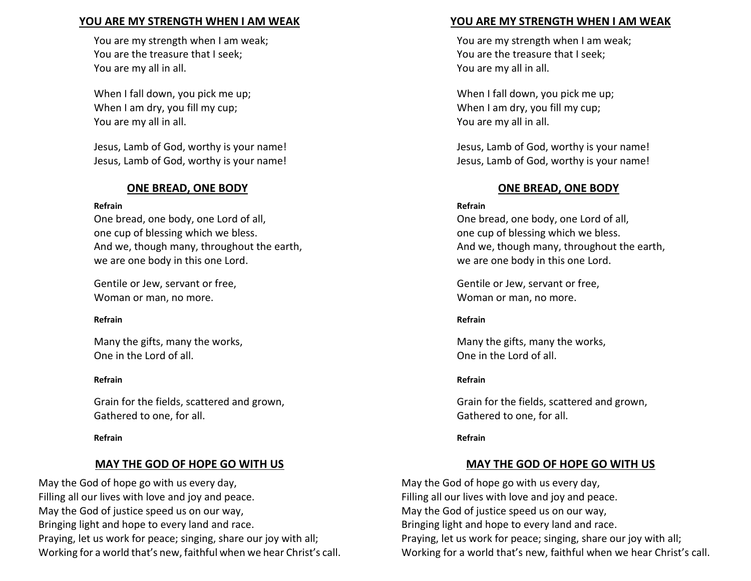## YOU ARE MY STRENGTH WHEN I AM WEAK

You are my strength when I am weak;
You are the treasure that I seek;
You are my all in all.

When I fall down, you pick me up;
When I am dry, you fill my cup;
You are my all in all.

Jesus, Lamb of God, worthy is your name!
Jesus, Lamb of God, worthy is your name!

## ONE BREAD, ONE BODY

**Refrain**
One bread, one body, one Lord of all,
one cup of blessing which we bless.
And we, though many, throughout the earth,
we are one body in this one Lord.

Gentile or Jew, servant or free,
Woman or man, no more.

**Refrain**

Many the gifts, many the works,
One in the Lord of all.

**Refrain**

Grain for the fields, scattered and grown,
Gathered to one, for all.

**Refrain**

## MAY THE GOD OF HOPE GO WITH US

May the God of hope go with us every day,
Filling all our lives with love and joy and peace.
May the God of justice speed us on our way,
Bringing light and hope to every land and race.
Praying, let us work for peace; singing, share our joy with all;
Working for a world that's new, faithful when we hear Christ's call.

## YOU ARE MY STRENGTH WHEN I AM WEAK

You are my strength when I am weak;
You are the treasure that I seek;
You are my all in all.

When I fall down, you pick me up;
When I am dry, you fill my cup;
You are my all in all.

Jesus, Lamb of God, worthy is your name!
Jesus, Lamb of God, worthy is your name!

## ONE BREAD, ONE BODY

**Refrain**
One bread, one body, one Lord of all,
one cup of blessing which we bless.
And we, though many, throughout the earth,
we are one body in this one Lord.

Gentile or Jew, servant or free,
Woman or man, no more.

**Refrain**

Many the gifts, many the works,
One in the Lord of all.

**Refrain**

Grain for the fields, scattered and grown,
Gathered to one, for all.

**Refrain**

## MAY THE GOD OF HOPE GO WITH US

May the God of hope go with us every day,
Filling all our lives with love and joy and peace.
May the God of justice speed us on our way,
Bringing light and hope to every land and race.
Praying, let us work for peace; singing, share our joy with all;
Working for a world that's new, faithful when we hear Christ's call.